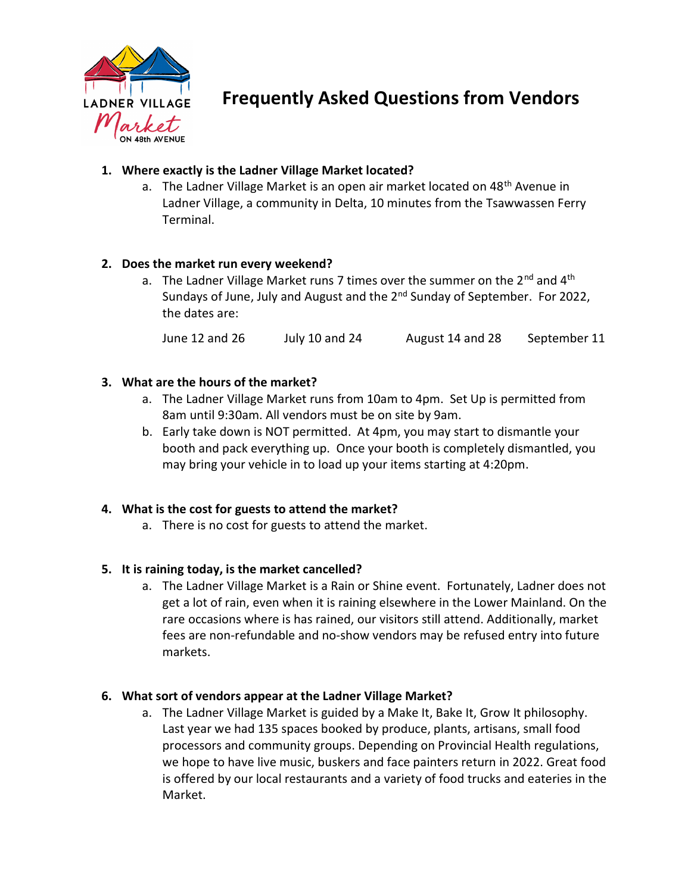# Frequently Asked Questions from Vendors

1. **Where exactly is the Ladner Village Market located?**
   a. The Ladner Village Market is an open air market located on 48th Avenue in Ladner Village, a community in Delta, 10 minutes from the Tsawwassen Ferry Terminal.

2. **Does the market run every weekend?**
   a. The Ladner Village Market runs 7 times over the summer on the 2nd and 4th Sundays of June, July and August and the 2nd Sunday of September. For 2022, the dates are:

   June 12 and 26 &nbsp;&nbsp;&nbsp; July 10 and 24 &nbsp;&nbsp;&nbsp; August 14 and 28 &nbsp;&nbsp;&nbsp; September 11

3. **What are the hours of the market?**
   a. The Ladner Village Market runs from 10am to 4pm. Set Up is permitted from 8am until 9:30am. All vendors must be on site by 9am.
   b. Early take down is NOT permitted. At 4pm, you may start to dismantle your booth and pack everything up. Once your booth is completely dismantled, you may bring your vehicle in to load up your items starting at 4:20pm.

4. **What is the cost for guests to attend the market?**
   a. There is no cost for guests to attend the market.

5. **It is raining today, is the market cancelled?**
   a. The Ladner Village Market is a Rain or Shine event. Fortunately, Ladner does not get a lot of rain, even when it is raining elsewhere in the Lower Mainland. On the rare occasions where is has rained, our visitors still attend. Additionally, market fees are non-refundable and no-show vendors may be refused entry into future markets.

6. **What sort of vendors appear at the Ladner Village Market?**
   a. The Ladner Village Market is guided by a Make It, Bake It, Grow It philosophy. Last year we had 135 spaces booked by produce, plants, artisans, small food processors and community groups. Depending on Provincial Health regulations, we hope to have live music, buskers and face painters return in 2022. Great food is offered by our local restaurants and a variety of food trucks and eateries in the Market.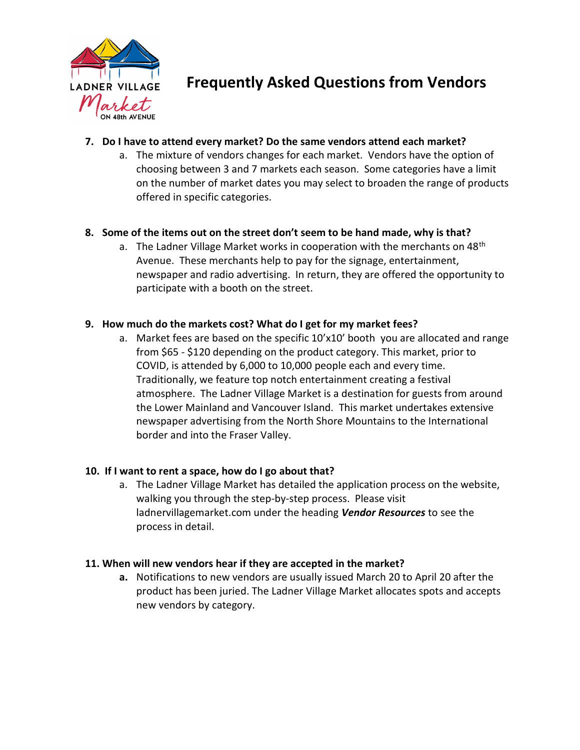# Frequently Asked Questions from Vendors

7. **Do I have to attend every market? Do the same vendors attend each market?**
   a. The mixture of vendors changes for each market. Vendors have the option of choosing between 3 and 7 markets each season. Some categories have a limit on the number of market dates you may select to broaden the range of products offered in specific categories.

8. **Some of the items out on the street don't seem to be hand made, why is that?**
   a. The Ladner Village Market works in cooperation with the merchants on 48th Avenue. These merchants help to pay for the signage, entertainment, newspaper and radio advertising. In return, they are offered the opportunity to participate with a booth on the street.

9. **How much do the markets cost? What do I get for my market fees?**
   a. Market fees are based on the specific 10'x10' booth you are allocated and range from $65 - $120 depending on the product category. This market, prior to COVID, is attended by 6,000 to 10,000 people each and every time. Traditionally, we feature top notch entertainment creating a festival atmosphere. The Ladner Village Market is a destination for guests from around the Lower Mainland and Vancouver Island. This market undertakes extensive newspaper advertising from the North Shore Mountains to the International border and into the Fraser Valley.

10. **If I want to rent a space, how do I go about that?**
    a. The Ladner Village Market has detailed the application process on the website, walking you through the step-by-step process. Please visit ladnervillagemarket.com under the heading ***Vendor Resources*** to see the process in detail.

11. **When will new vendors hear if they are accepted in the market?**
    **a.** Notifications to new vendors are usually issued March 20 to April 20 after the product has been juried. The Ladner Village Market allocates spots and accepts new vendors by category.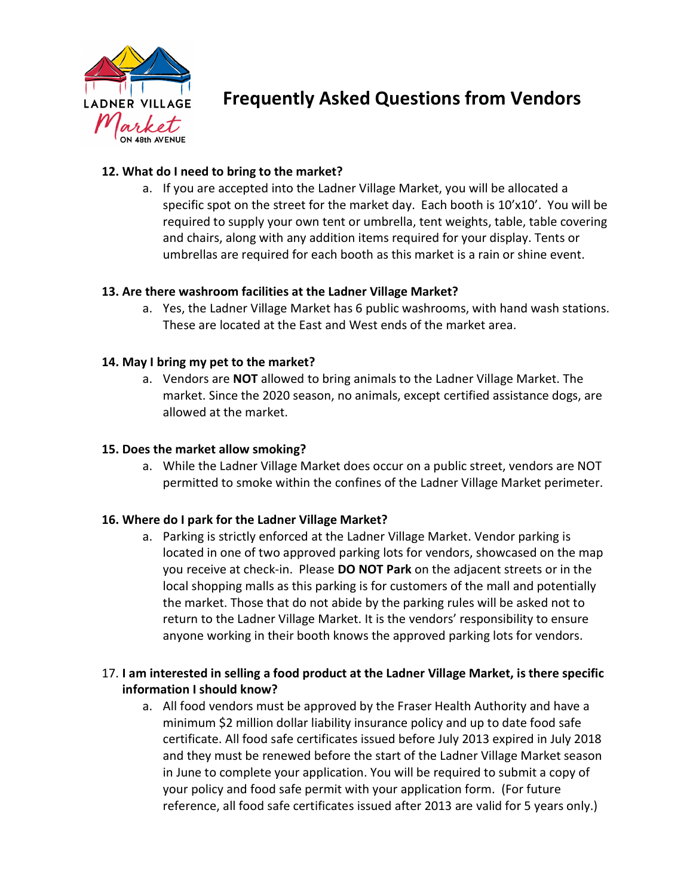# Frequently Asked Questions from Vendors

**12. What do I need to bring to the market?**

a. If you are accepted into the Ladner Village Market, you will be allocated a specific spot on the street for the market day. Each booth is 10'x10'. You will be required to supply your own tent or umbrella, tent weights, table, table covering and chairs, along with any addition items required for your display. Tents or umbrellas are required for each booth as this market is a rain or shine event.

**13. Are there washroom facilities at the Ladner Village Market?**

a. Yes, the Ladner Village Market has 6 public washrooms, with hand wash stations. These are located at the East and West ends of the market area.

**14. May I bring my pet to the market?**

a. Vendors are **NOT** allowed to bring animals to the Ladner Village Market. The market. Since the 2020 season, no animals, except certified assistance dogs, are allowed at the market.

**15. Does the market allow smoking?**

a. While the Ladner Village Market does occur on a public street, vendors are NOT permitted to smoke within the confines of the Ladner Village Market perimeter.

**16. Where do I park for the Ladner Village Market?**

a. Parking is strictly enforced at the Ladner Village Market. Vendor parking is located in one of two approved parking lots for vendors, showcased on the map you receive at check-in. Please **DO NOT Park** on the adjacent streets or in the local shopping malls as this parking is for customers of the mall and potentially the market. Those that do not abide by the parking rules will be asked not to return to the Ladner Village Market. It is the vendors' responsibility to ensure anyone working in their booth knows the approved parking lots for vendors.

17. **I am interested in selling a food product at the Ladner Village Market, is there specific information I should know?**

a. All food vendors must be approved by the Fraser Health Authority and have a minimum $2 million dollar liability insurance policy and up to date food safe certificate. All food safe certificates issued before July 2013 expired in July 2018 and they must be renewed before the start of the Ladner Village Market season in June to complete your application. You will be required to submit a copy of your policy and food safe permit with your application form. (For future reference, all food safe certificates issued after 2013 are valid for 5 years only.)